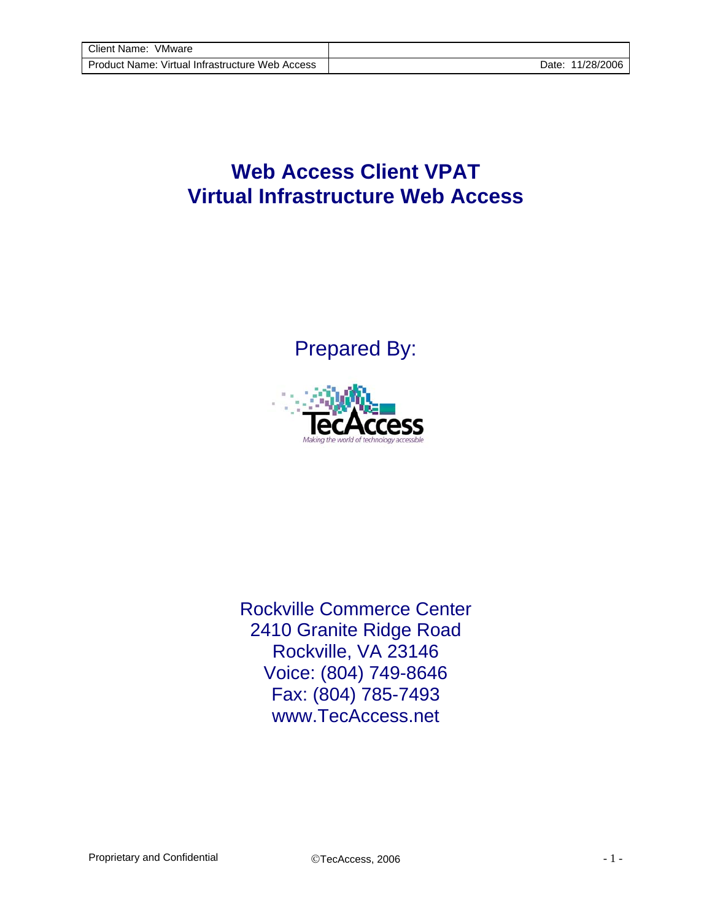| Client Name: VMware | |
| --- | --- |
| Product Name: Virtual Infrastructure Web Access | Date: 11/28/2006 |

# Web Access Client VPAT
# Virtual Infrastructure Web Access

Prepared By:

TecAccess
*Making the world of technology accessible*

Rockville Commerce Center
2410 Granite Ridge Road
Rockville, VA 23146
Voice: (804) 749-8646
Fax: (804) 785-7493
www.TecAccess.net

Proprietary and Confidential

©TecAccess, 2006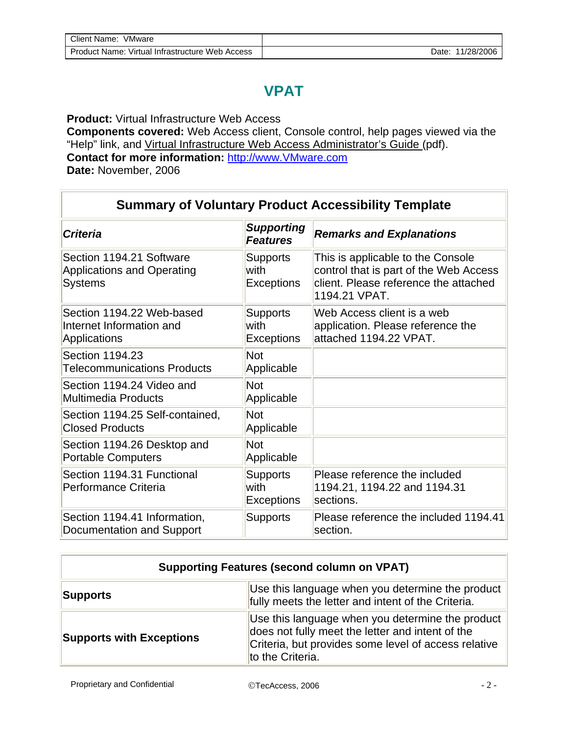# VPAT

**Product:** Virtual Infrastructure Web Access
**Components covered:** Web Access client, Console control, help pages viewed via the "Help" link, and Virtual Infrastructure Web Access Administrator's Guide (pdf).
**Contact for more information:** http://www.VMware.com
**Date:** November, 2006

| Summary of Voluntary Product Accessibility Template | | |
|---|---|---|
| ***Criteria*** | ***Supporting Features*** | ***Remarks and Explanations*** |
| Section 1194.21 Software Applications and Operating Systems | Supports with Exceptions | This is applicable to the Console control that is part of the Web Access client. Please reference the attached 1194.21 VPAT. |
| Section 1194.22 Web-based Internet Information and Applications | Supports with Exceptions | Web Access client is a web application. Please reference the attached 1194.22 VPAT. |
| Section 1194.23 Telecommunications Products | Not Applicable | |
| Section 1194.24 Video and Multimedia Products | Not Applicable | |
| Section 1194.25 Self-contained, Closed Products | Not Applicable | |
| Section 1194.26 Desktop and Portable Computers | Not Applicable | |
| Section 1194.31 Functional Performance Criteria | Supports with Exceptions | Please reference the included 1194.21, 1194.22 and 1194.31 sections. |
| Section 1194.41 Information, Documentation and Support | Supports | Please reference the included 1194.41 section. |

| Supporting Features (second column on VPAT) | |
|---|---|
| **Supports** | Use this language when you determine the product fully meets the letter and intent of the Criteria. |
| **Supports with Exceptions** | Use this language when you determine the product does not fully meet the letter and intent of the Criteria, but provides some level of access relative to the Criteria. |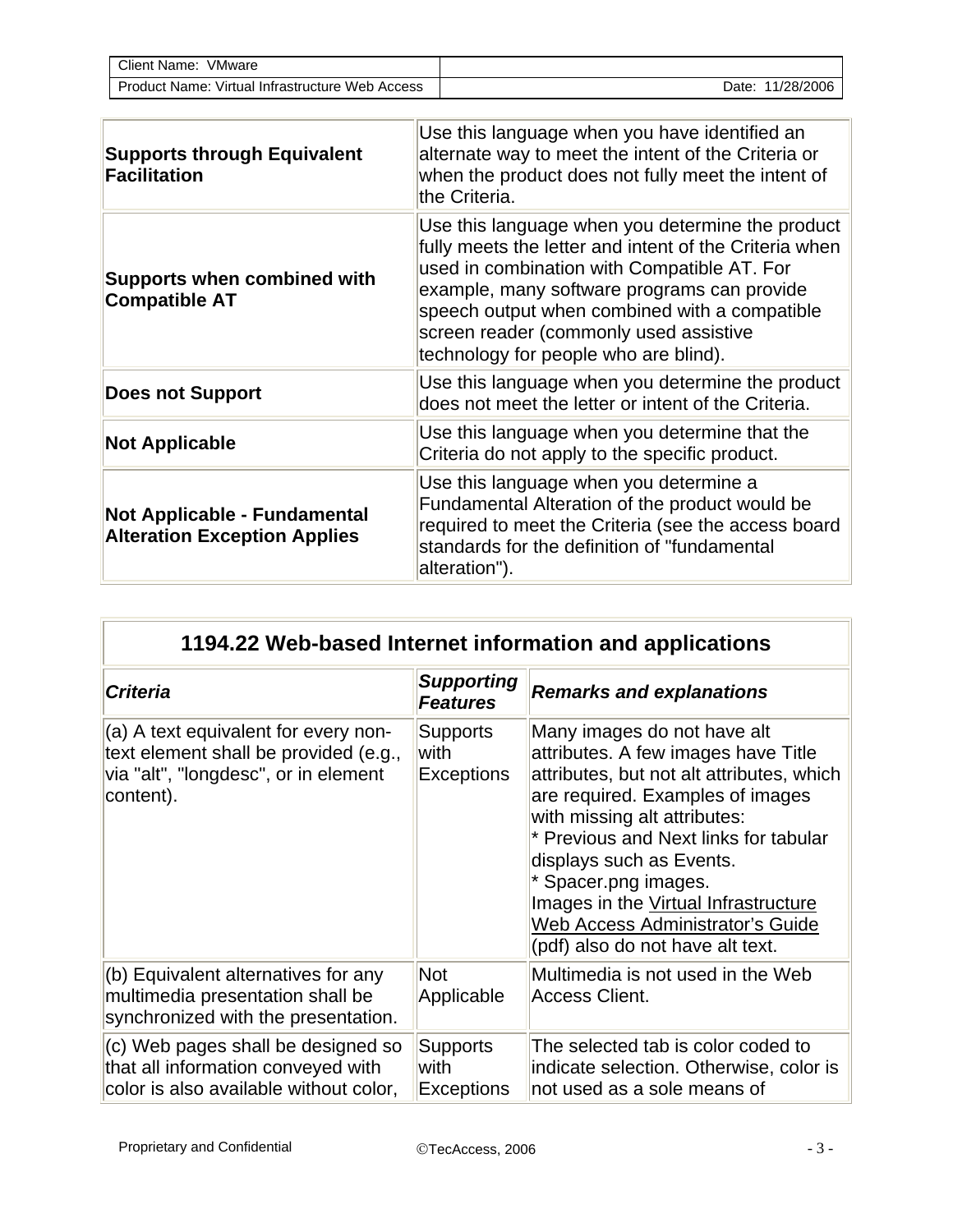| | |
|---|---|
| **Supports through Equivalent Facilitation** | Use this language when you have identified an alternate way to meet the intent of the Criteria or when the product does not fully meet the intent of the Criteria. |
| **Supports when combined with Compatible AT** | Use this language when you determine the product fully meets the letter and intent of the Criteria when used in combination with Compatible AT. For example, many software programs can provide speech output when combined with a compatible screen reader (commonly used assistive technology for people who are blind). |
| **Does not Support** | Use this language when you determine the product does not meet the letter or intent of the Criteria. |
| **Not Applicable** | Use this language when you determine that the Criteria do not apply to the specific product. |
| **Not Applicable - Fundamental Alteration Exception Applies** | Use this language when you determine a Fundamental Alteration of the product would be required to meet the Criteria (see the access board standards for the definition of "fundamental alteration"). |

## 1194.22 Web-based Internet information and applications

| ***Criteria*** | ***Supporting Features*** | ***Remarks and explanations*** |
|---|---|---|
| (a) A text equivalent for every non-text element shall be provided (e.g., via "alt", "longdesc", or in element content). | Supports with Exceptions | Many images do not have alt attributes. A few images have Title attributes, but not alt attributes, which are required. Examples of images with missing alt attributes:<br>* Previous and Next links for tabular displays such as Events.<br>* Spacer.png images.<br>Images in the Virtual Infrastructure Web Access Administrator's Guide (pdf) also do not have alt text. |
| (b) Equivalent alternatives for any multimedia presentation shall be synchronized with the presentation. | Not Applicable | Multimedia is not used in the Web Access Client. |
| (c) Web pages shall be designed so that all information conveyed with color is also available without color, | Supports with Exceptions | The selected tab is color coded to indicate selection. Otherwise, color is not used as a sole means of |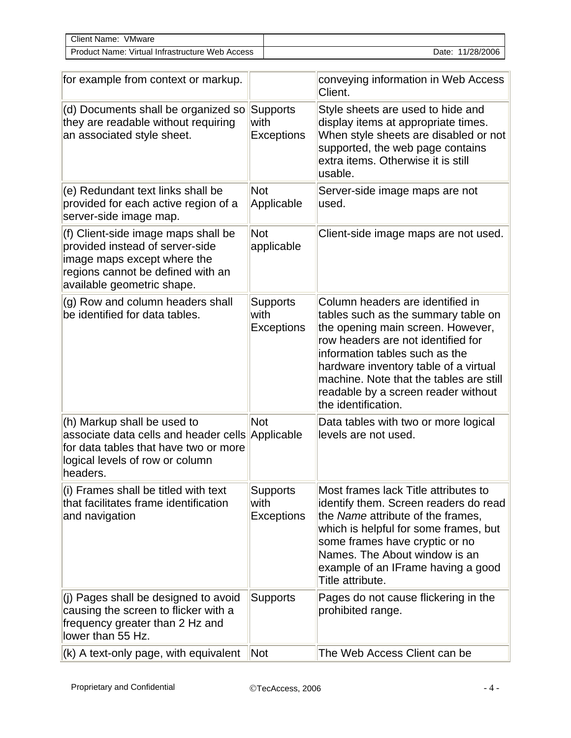| | | |
|---|---|---|
| for example from context or markup. | | conveying information in Web Access Client. |
| (d) Documents shall be organized so they are readable without requiring an associated style sheet. | Supports with Exceptions | Style sheets are used to hide and display items at appropriate times. When style sheets are disabled or not supported, the web page contains extra items. Otherwise it is still usable. |
| (e) Redundant text links shall be provided for each active region of a server-side image map. | Not Applicable | Server-side image maps are not used. |
| (f) Client-side image maps shall be provided instead of server-side image maps except where the regions cannot be defined with an available geometric shape. | Not applicable | Client-side image maps are not used. |
| (g) Row and column headers shall be identified for data tables. | Supports with Exceptions | Column headers are identified in tables such as the summary table on the opening main screen. However, row headers are not identified for information tables such as the hardware inventory table of a virtual machine. Note that the tables are still readable by a screen reader without the identification. |
| (h) Markup shall be used to associate data cells and header cells for data tables that have two or more logical levels of row or column headers. | Not Applicable | Data tables with two or more logical levels are not used. |
| (i) Frames shall be titled with text that facilitates frame identification and navigation | Supports with Exceptions | Most frames lack Title attributes to identify them. Screen readers do read the *Name* attribute of the frames, which is helpful for some frames, but some frames have cryptic or no Names. The About window is an example of an IFrame having a good Title attribute. |
| (j) Pages shall be designed to avoid causing the screen to flicker with a frequency greater than 2 Hz and lower than 55 Hz. | Supports | Pages do not cause flickering in the prohibited range. |
| (k) A text-only page, with equivalent | Not | The Web Access Client can be |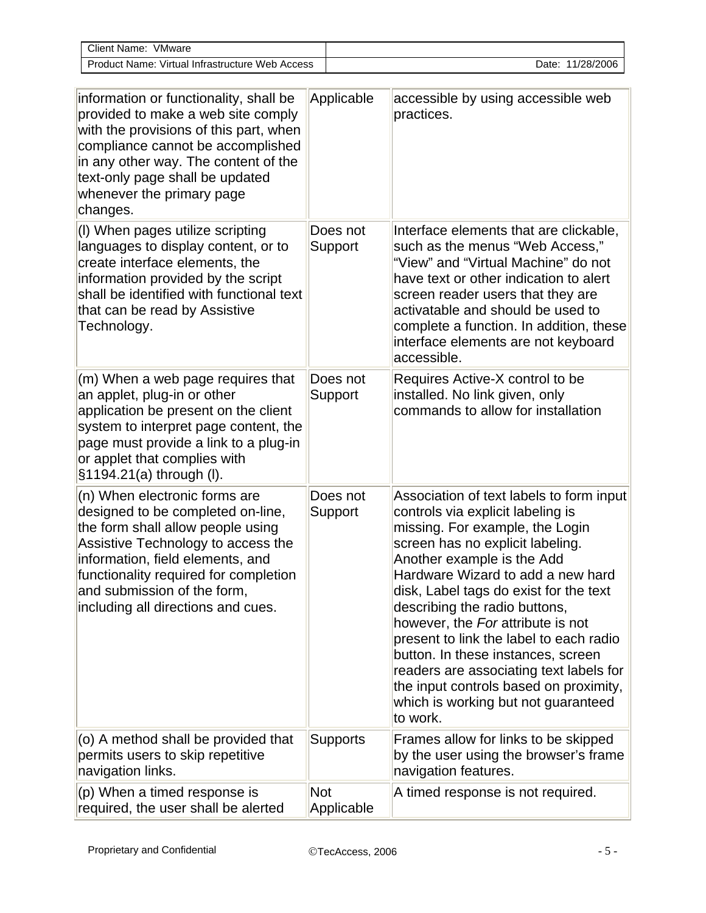| | | |
|---|---|---|
| information or functionality, shall be provided to make a web site comply with the provisions of this part, when compliance cannot be accomplished in any other way. The content of the text-only page shall be updated whenever the primary page changes. | Applicable | accessible by using accessible web practices. |
| (l) When pages utilize scripting languages to display content, or to create interface elements, the information provided by the script shall be identified with functional text that can be read by Assistive Technology. | Does not Support | Interface elements that are clickable, such as the menus "Web Access," "View" and "Virtual Machine" do not have text or other indication to alert screen reader users that they are activatable and should be used to complete a function. In addition, these interface elements are not keyboard accessible. |
| (m) When a web page requires that an applet, plug-in or other application be present on the client system to interpret page content, the page must provide a link to a plug-in or applet that complies with §1194.21(a) through (l). | Does not Support | Requires Active-X control to be installed. No link given, only commands to allow for installation |
| (n) When electronic forms are designed to be completed on-line, the form shall allow people using Assistive Technology to access the information, field elements, and functionality required for completion and submission of the form, including all directions and cues. | Does not Support | Association of text labels to form input controls via explicit labeling is missing. For example, the Login screen has no explicit labeling. Another example is the Add Hardware Wizard to add a new hard disk, Label tags do exist for the text describing the radio buttons, however, the *For* attribute is not present to link the label to each radio button. In these instances, screen readers are associating text labels for the input controls based on proximity, which is working but not guaranteed to work. |
| (o) A method shall be provided that permits users to skip repetitive navigation links. | Supports | Frames allow for links to be skipped by the user using the browser's frame navigation features. |
| (p) When a timed response is required, the user shall be alerted | Not Applicable | A timed response is not required. |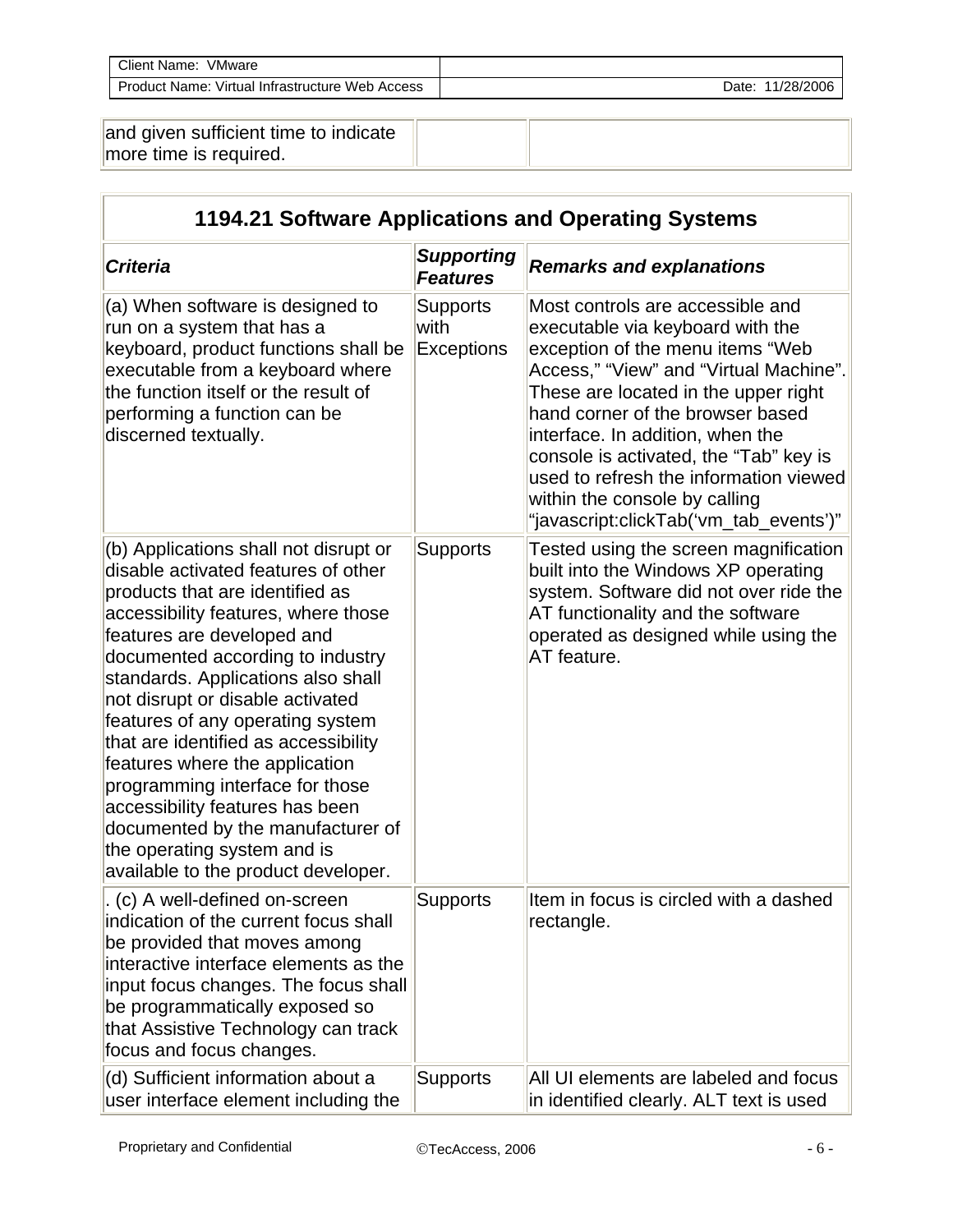| and given sufficient time to indicate more time is required. | | |
|---|---|---|

| 1194.21 Software Applications and Operating Systems | | |
|---|---|---|
| ***Criteria*** | ***Supporting Features*** | ***Remarks and explanations*** |
| (a) When software is designed to run on a system that has a keyboard, product functions shall be executable from a keyboard where the function itself or the result of performing a function can be discerned textually. | Supports with Exceptions | Most controls are accessible and executable via keyboard with the exception of the menu items "Web Access," "View" and "Virtual Machine". These are located in the upper right hand corner of the browser based interface. In addition, when the console is activated, the "Tab" key is used to refresh the information viewed within the console by calling "javascript:clickTab('vm_tab_events')" |
| (b) Applications shall not disrupt or disable activated features of other products that are identified as accessibility features, where those features are developed and documented according to industry standards. Applications also shall not disrupt or disable activated features of any operating system that are identified as accessibility features where the application programming interface for those accessibility features has been documented by the manufacturer of the operating system and is available to the product developer. | Supports | Tested using the screen magnification built into the Windows XP operating system. Software did not over ride the AT functionality and the software operated as designed while using the AT feature. |
| . (c) A well-defined on-screen indication of the current focus shall be provided that moves among interactive interface elements as the input focus changes. The focus shall be programmatically exposed so that Assistive Technology can track focus and focus changes. | Supports | Item in focus is circled with a dashed rectangle. |
| (d) Sufficient information about a user interface element including the | Supports | All UI elements are labeled and focus in identified clearly. ALT text is used |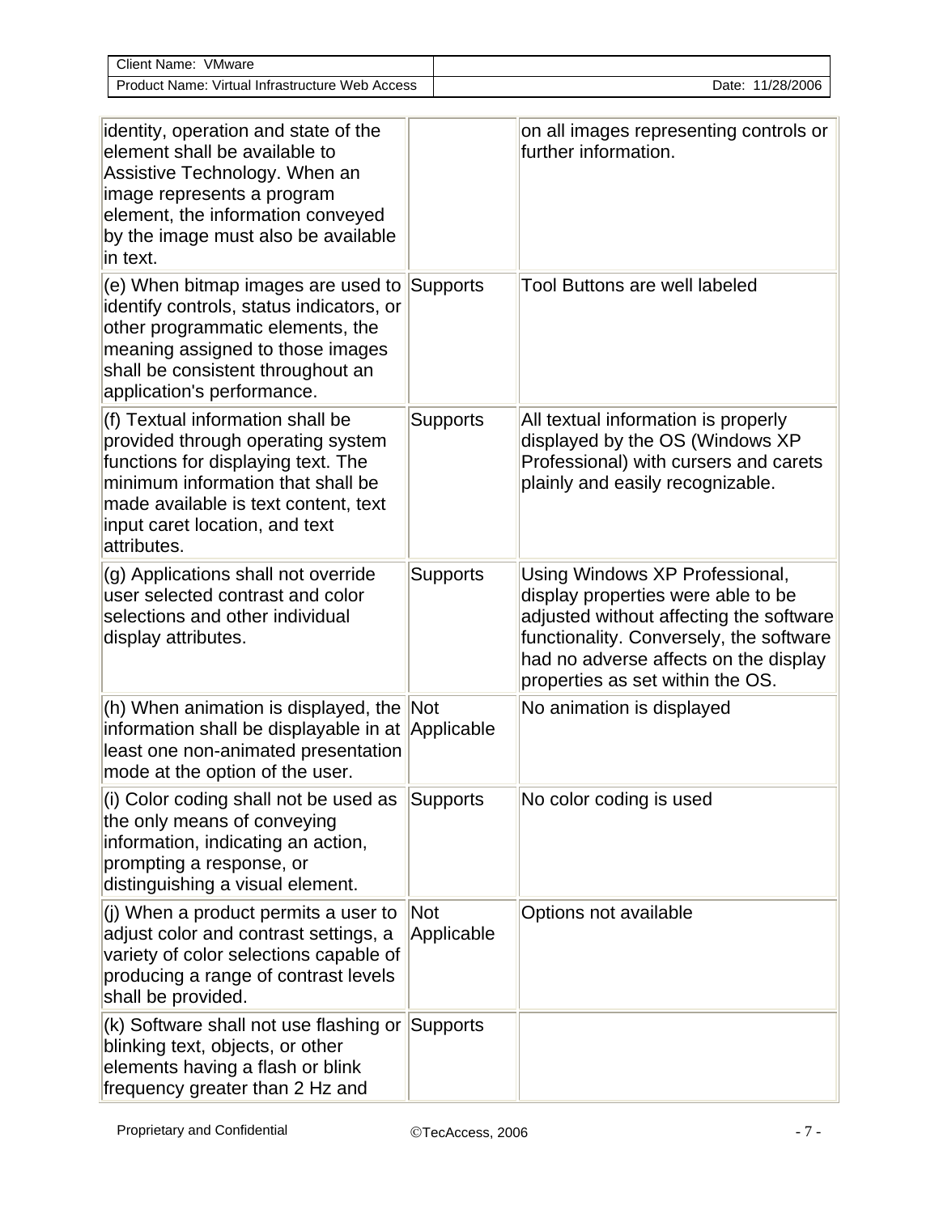| | | |
|---|---|---|
| identity, operation and state of the element shall be available to Assistive Technology. When an image represents a program element, the information conveyed by the image must also be available in text. | | on all images representing controls or further information. |
| (e) When bitmap images are used to identify controls, status indicators, or other programmatic elements, the meaning assigned to those images shall be consistent throughout an application's performance. | Supports | Tool Buttons are well labeled |
| (f) Textual information shall be provided through operating system functions for displaying text. The minimum information that shall be made available is text content, text input caret location, and text attributes. | Supports | All textual information is properly displayed by the OS (Windows XP Professional) with cursers and carets plainly and easily recognizable. |
| (g) Applications shall not override user selected contrast and color selections and other individual display attributes. | Supports | Using Windows XP Professional, display properties were able to be adjusted without affecting the software functionality. Conversely, the software had no adverse affects on the display properties as set within the OS. |
| (h) When animation is displayed, the information shall be displayable in at least one non-animated presentation mode at the option of the user. | Not Applicable | No animation is displayed |
| (i) Color coding shall not be used as the only means of conveying information, indicating an action, prompting a response, or distinguishing a visual element. | Supports | No color coding is used |
| (j) When a product permits a user to adjust color and contrast settings, a variety of color selections capable of producing a range of contrast levels shall be provided. | Not Applicable | Options not available |
| (k) Software shall not use flashing or blinking text, objects, or other elements having a flash or blink frequency greater than 2 Hz and | Supports | |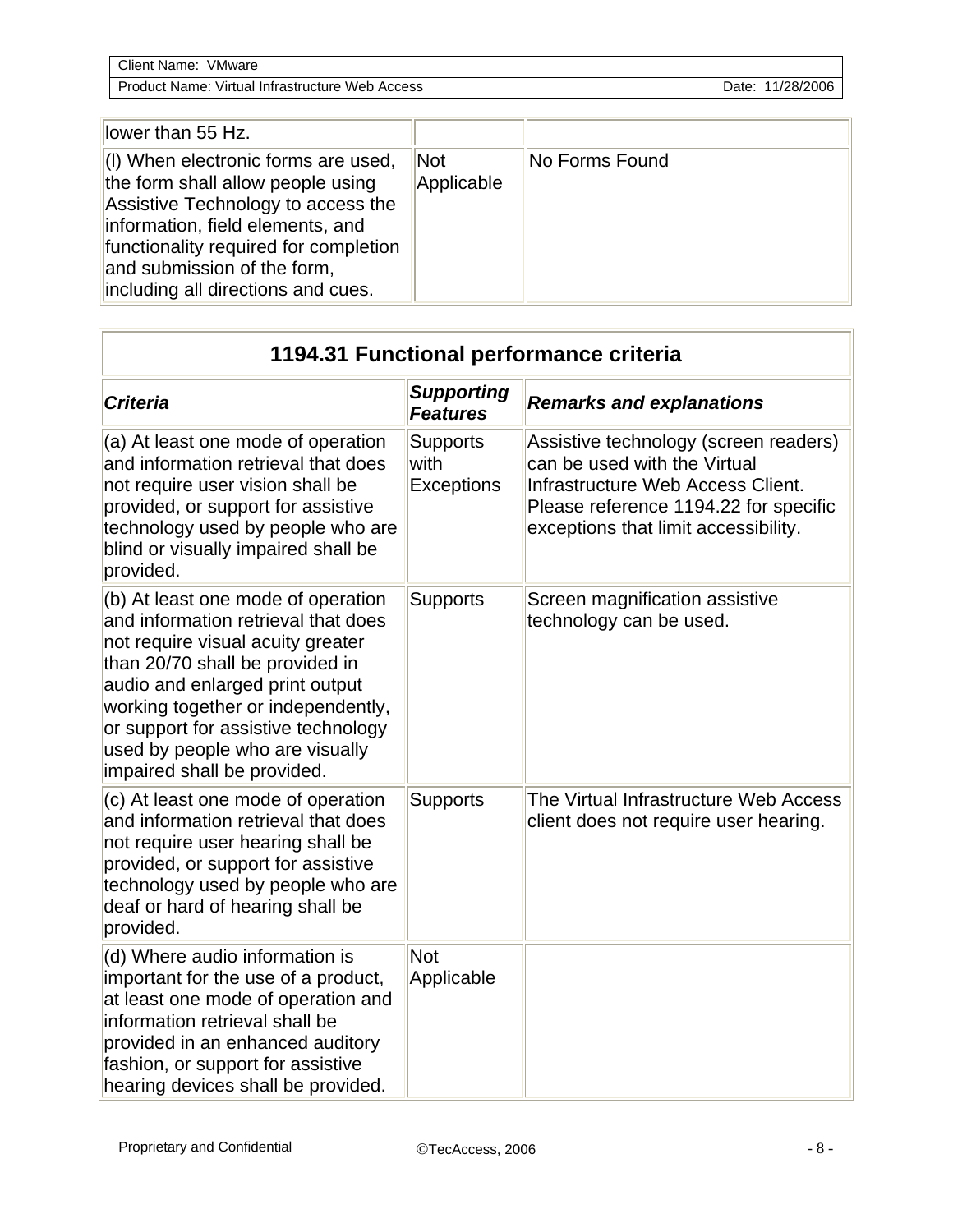| | | |
|---|---|---|
| lower than 55 Hz. | | |
| (l) When electronic forms are used, the form shall allow people using Assistive Technology to access the information, field elements, and functionality required for completion and submission of the form, including all directions and cues. | Not Applicable | No Forms Found |

| 1194.31 Functional performance criteria | | |
|---|---|---|
| ***Criteria*** | ***Supporting Features*** | ***Remarks and explanations*** |
| (a) At least one mode of operation and information retrieval that does not require user vision shall be provided, or support for assistive technology used by people who are blind or visually impaired shall be provided. | Supports with Exceptions | Assistive technology (screen readers) can be used with the Virtual Infrastructure Web Access Client. Please reference 1194.22 for specific exceptions that limit accessibility. |
| (b) At least one mode of operation and information retrieval that does not require visual acuity greater than 20/70 shall be provided in audio and enlarged print output working together or independently, or support for assistive technology used by people who are visually impaired shall be provided. | Supports | Screen magnification assistive technology can be used. |
| (c) At least one mode of operation and information retrieval that does not require user hearing shall be provided, or support for assistive technology used by people who are deaf or hard of hearing shall be provided. | Supports | The Virtual Infrastructure Web Access client does not require user hearing. |
| (d) Where audio information is important for the use of a product, at least one mode of operation and information retrieval shall be provided in an enhanced auditory fashion, or support for assistive hearing devices shall be provided. | Not Applicable | |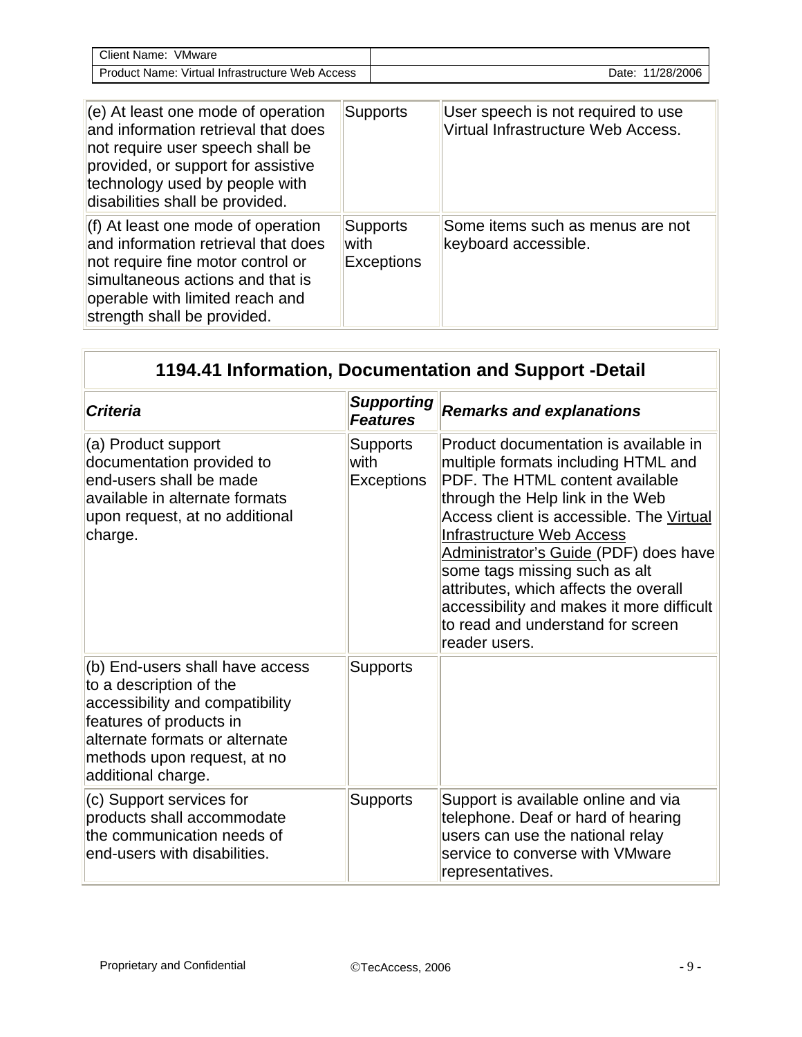| | | |
|---|---|---|
| (e) At least one mode of operation and information retrieval that does not require user speech shall be provided, or support for assistive technology used by people with disabilities shall be provided. | Supports | User speech is not required to use Virtual Infrastructure Web Access. |
| (f) At least one mode of operation and information retrieval that does not require fine motor control or simultaneous actions and that is operable with limited reach and strength shall be provided. | Supports with Exceptions | Some items such as menus are not keyboard accessible. |

## 1194.41 Information, Documentation and Support -Detail

| ***Criteria*** | ***Supporting Features*** | ***Remarks and explanations*** |
|---|---|---|
| (a) Product support documentation provided to end-users shall be made available in alternate formats upon request, at no additional charge. | Supports with Exceptions | Product documentation is available in multiple formats including HTML and PDF. The HTML content available through the Help link in the Web Access client is accessible. The Virtual Infrastructure Web Access Administrator's Guide (PDF) does have some tags missing such as alt attributes, which affects the overall accessibility and makes it more difficult to read and understand for screen reader users. |
| (b) End-users shall have access to a description of the accessibility and compatibility features of products in alternate formats or alternate methods upon request, at no additional charge. | Supports | |
| (c) Support services for products shall accommodate the communication needs of end-users with disabilities. | Supports | Support is available online and via telephone. Deaf or hard of hearing users can use the national relay service to converse with VMware representatives. |